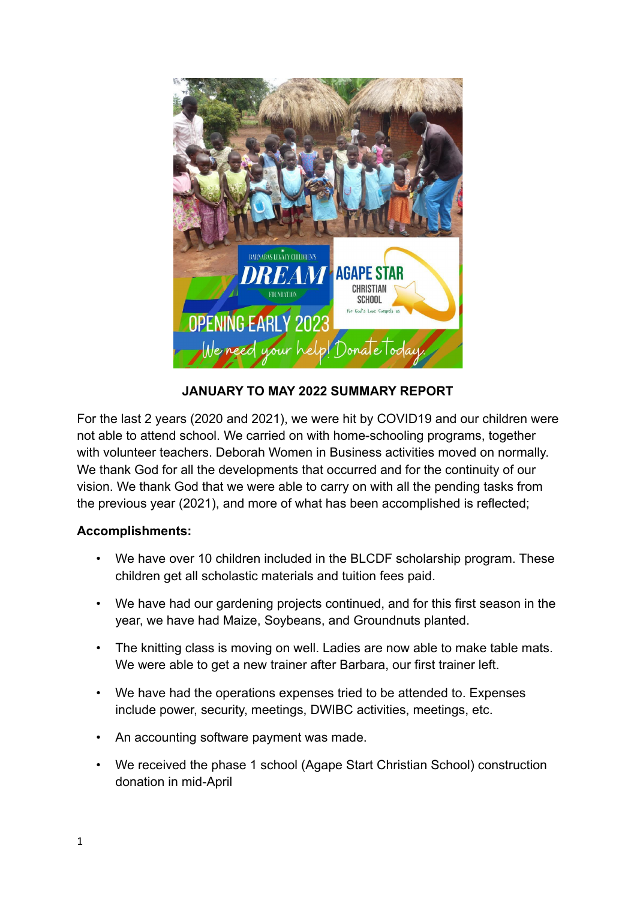**JANUARY TO MAY 2022 SUMMARY REPORT**

For the last 2 years (2020 and 2021), we were hit by COVID19 and our children were not able to attend school. We carried on with home-schooling programs, together with volunteer teachers. Deborah Women in Business activities moved on normally. We thank God for all the developments that occurred and for the continuity of our vision. We thank God that we were able to carry on with all the pending tasks from the previous year (2021), and more of what has been accomplished is reflected;

**Accomplishments:**

- We have over 10 children included in the BLCDF scholarship program. These children get all scholastic materials and tuition fees paid.
- We have had our gardening projects continued, and for this first season in the year, we have had Maize, Soybeans, and Groundnuts planted.
- The knitting class is moving on well. Ladies are now able to make table mats. We were able to get a new trainer after Barbara, our first trainer left.
- We have had the operations expenses tried to be attended to. Expenses include power, security, meetings, DWIBC activities, meetings, etc.
- An accounting software payment was made.
- We received the phase 1 school (Agape Start Christian School) construction donation in mid-April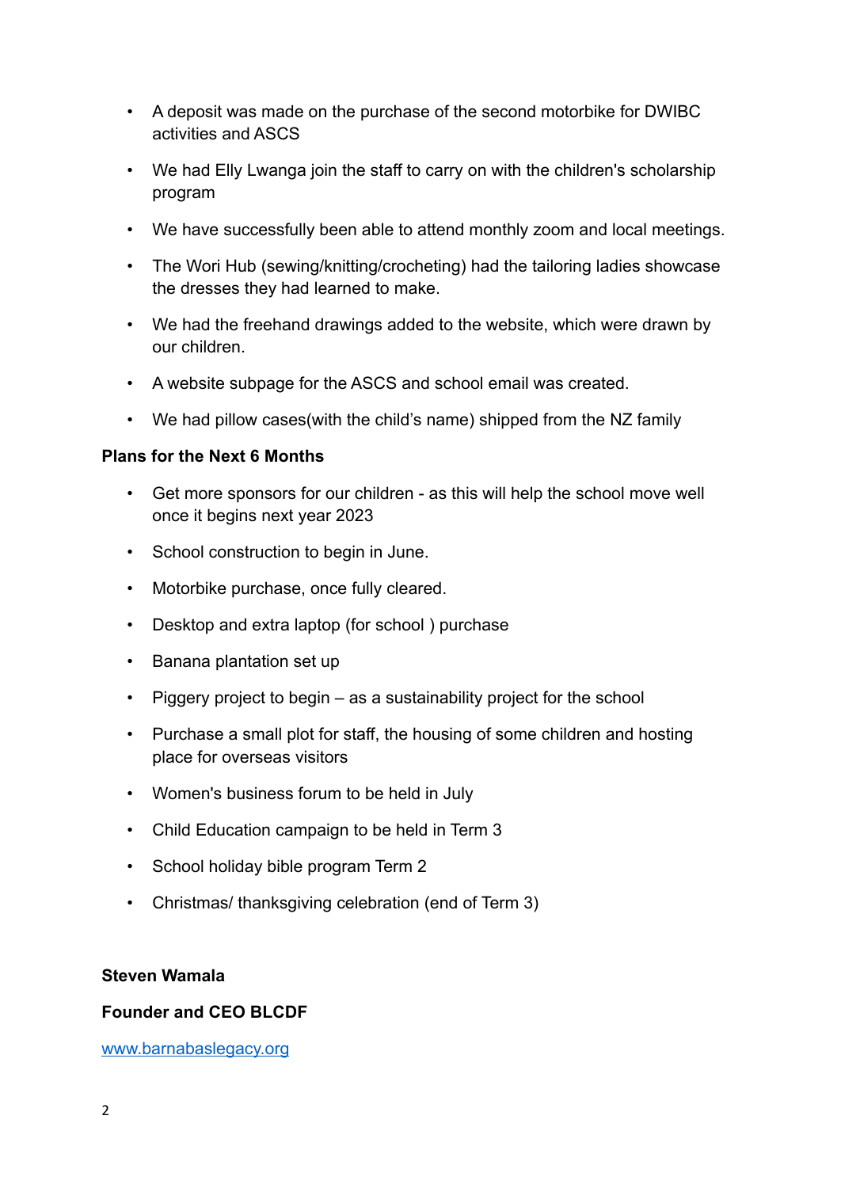- A deposit was made on the purchase of the second motorbike for DWIBC activities and ASCS
- We had Elly Lwanga join the staff to carry on with the children's scholarship program
- We have successfully been able to attend monthly zoom and local meetings.
- The Wori Hub (sewing/knitting/crocheting) had the tailoring ladies showcase the dresses they had learned to make.
- We had the freehand drawings added to the website, which were drawn by our children.
- A website subpage for the ASCS and school email was created.
- We had pillow cases(with the child's name) shipped from the NZ family

**Plans for the Next 6 Months**

- Get more sponsors for our children - as this will help the school move well once it begins next year 2023
- School construction to begin in June.
- Motorbike purchase, once fully cleared.
- Desktop and extra laptop (for school ) purchase
- Banana plantation set up
- Piggery project to begin – as a sustainability project for the school
- Purchase a small plot for staff, the housing of some children and hosting place for overseas visitors
- Women's business forum to be held in July
- Child Education campaign to be held in Term 3
- School holiday bible program Term 2
- Christmas/ thanksgiving celebration (end of Term 3)

**Steven Wamala**

**Founder and CEO BLCDF**

[www.barnabaslegacy.org](http://www.barnabaslegacy.org)